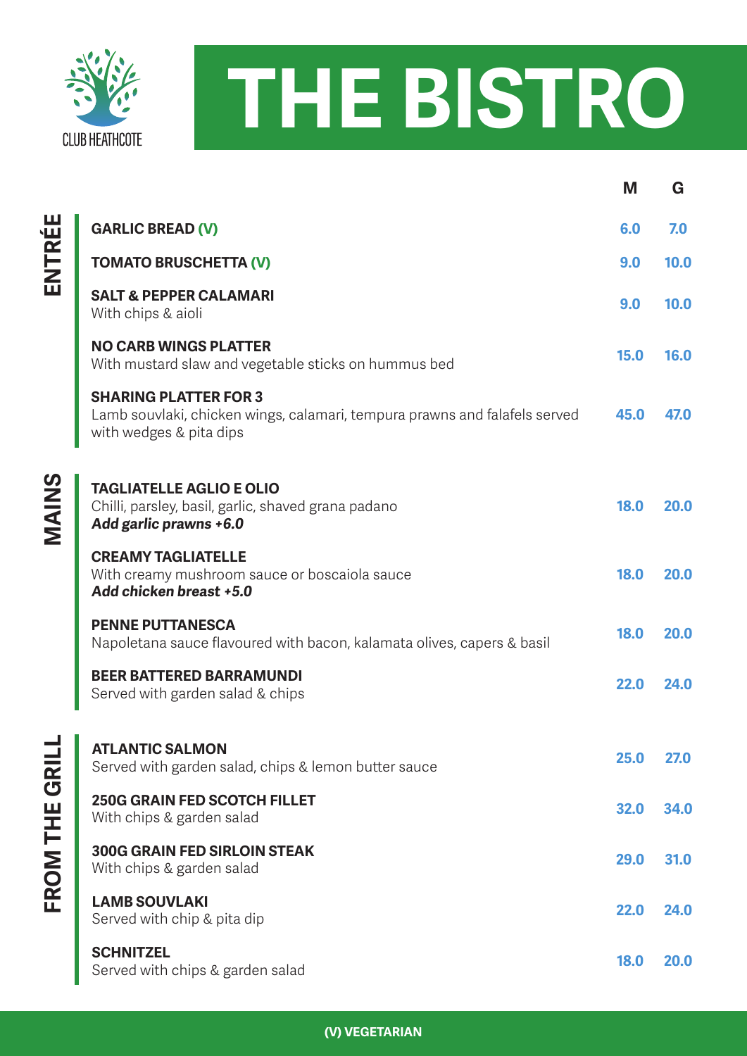CLUB HEATHCOTE

# THE BISTRO

## ENTRÉE

| | M | G |
|---|---|---|
| **GARLIC BREAD (V)** | 6.0 | 7.0 |
| **TOMATO BRUSCHETTA (V)** | 9.0 | 10.0 |
| **SALT & PEPPER CALAMARI**<br>With chips & aioli | 9.0 | 10.0 |
| **NO CARB WINGS PLATTER**<br>With mustard slaw and vegetable sticks on hummus bed | 15.0 | 16.0 |
| **SHARING PLATTER FOR 3**<br>Lamb souvlaki, chicken wings, calamari, tempura prawns and falafels served with wedges & pita dips | 45.0 | 47.0 |

## MAINS

| | M | G |
|---|---|---|
| **TAGLIATELLE AGLIO E OLIO**<br>Chilli, parsley, basil, garlic, shaved grana padano<br>***Add garlic prawns +6.0*** | 18.0 | 20.0 |
| **CREAMY TAGLIATELLE**<br>With creamy mushroom sauce or boscaiola sauce<br>***Add chicken breast +5.0*** | 18.0 | 20.0 |
| **PENNE PUTTANESCA**<br>Napoletana sauce flavoured with bacon, kalamata olives, capers & basil | 18.0 | 20.0 |
| **BEER BATTERED BARRAMUNDI**<br>Served with garden salad & chips | 22.0 | 24.0 |

## FROM THE GRILL

| | M | G |
|---|---|---|
| **ATLANTIC SALMON**<br>Served with garden salad, chips & lemon butter sauce | 25.0 | 27.0 |
| **250G GRAIN FED SCOTCH FILLET**<br>With chips & garden salad | 32.0 | 34.0 |
| **300G GRAIN FED SIRLOIN STEAK**<br>With chips & garden salad | 29.0 | 31.0 |
| **LAMB SOUVLAKI**<br>Served with chip & pita dip | 22.0 | 24.0 |
| **SCHNITZEL**<br>Served with chips & garden salad | 18.0 | 20.0 |

**(V) VEGETARIAN**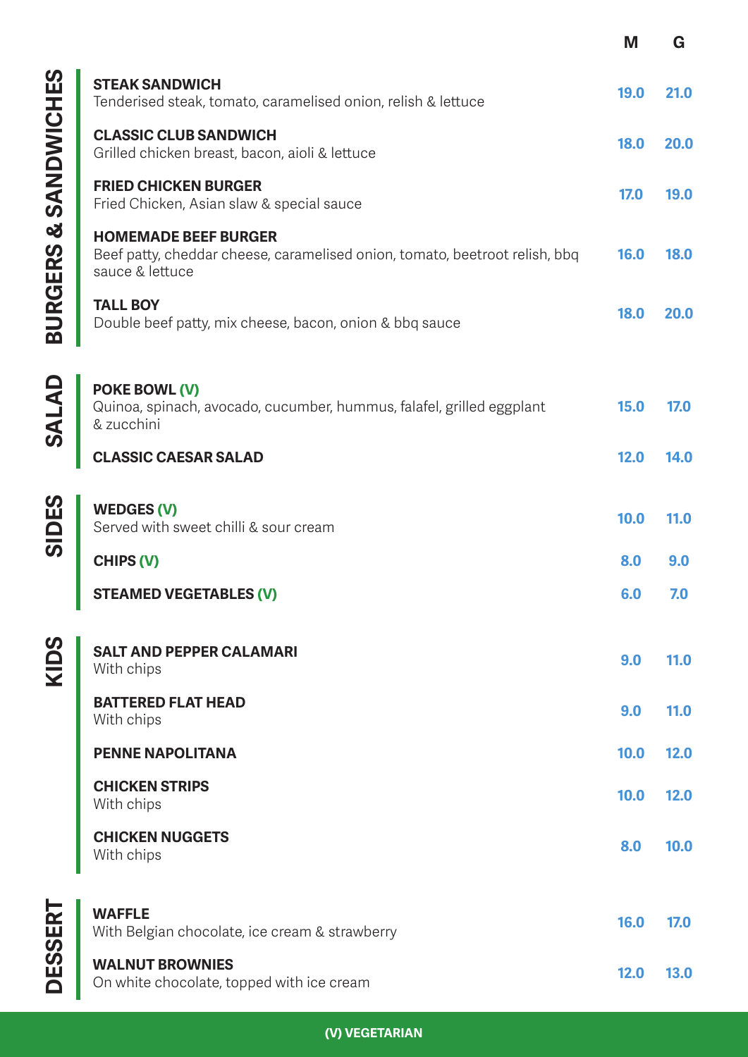| | | M | G |
|---|---|---|---|
| **BURGERS & SANDWICHES** | **STEAK SANDWICH**<br>Tenderised steak, tomato, caramelised onion, relish & lettuce | 19.0 | 21.0 |
| | **CLASSIC CLUB SANDWICH**<br>Grilled chicken breast, bacon, aioli & lettuce | 18.0 | 20.0 |
| | **FRIED CHICKEN BURGER**<br>Fried Chicken, Asian slaw & special sauce | 17.0 | 19.0 |
| | **HOMEMADE BEEF BURGER**<br>Beef patty, cheddar cheese, caramelised onion, tomato, beetroot relish, bbq sauce & lettuce | 16.0 | 18.0 |
| | **TALL BOY**<br>Double beef patty, mix cheese, bacon, onion & bbq sauce | 18.0 | 20.0 |
| **SALAD** | **POKE BOWL (V)**<br>Quinoa, spinach, avocado, cucumber, hummus, falafel, grilled eggplant & zucchini | 15.0 | 17.0 |
| | **CLASSIC CAESAR SALAD** | 12.0 | 14.0 |
| **SIDES** | **WEDGES (V)**<br>Served with sweet chilli & sour cream | 10.0 | 11.0 |
| | **CHIPS (V)** | 8.0 | 9.0 |
| | **STEAMED VEGETABLES (V)** | 6.0 | 7.0 |
| **KIDS** | **SALT AND PEPPER CALAMARI**<br>With chips | 9.0 | 11.0 |
| | **BATTERED FLAT HEAD**<br>With chips | 9.0 | 11.0 |
| | **PENNE NAPOLITANA** | 10.0 | 12.0 |
| | **CHICKEN STRIPS**<br>With chips | 10.0 | 12.0 |
| | **CHICKEN NUGGETS**<br>With chips | 8.0 | 10.0 |
| **DESSERT** | **WAFFLE**<br>With Belgian chocolate, ice cream & strawberry | 16.0 | 17.0 |
| | **WALNUT BROWNIES**<br>On white chocolate, topped with ice cream | 12.0 | 13.0 |

**(V) VEGETARIAN**